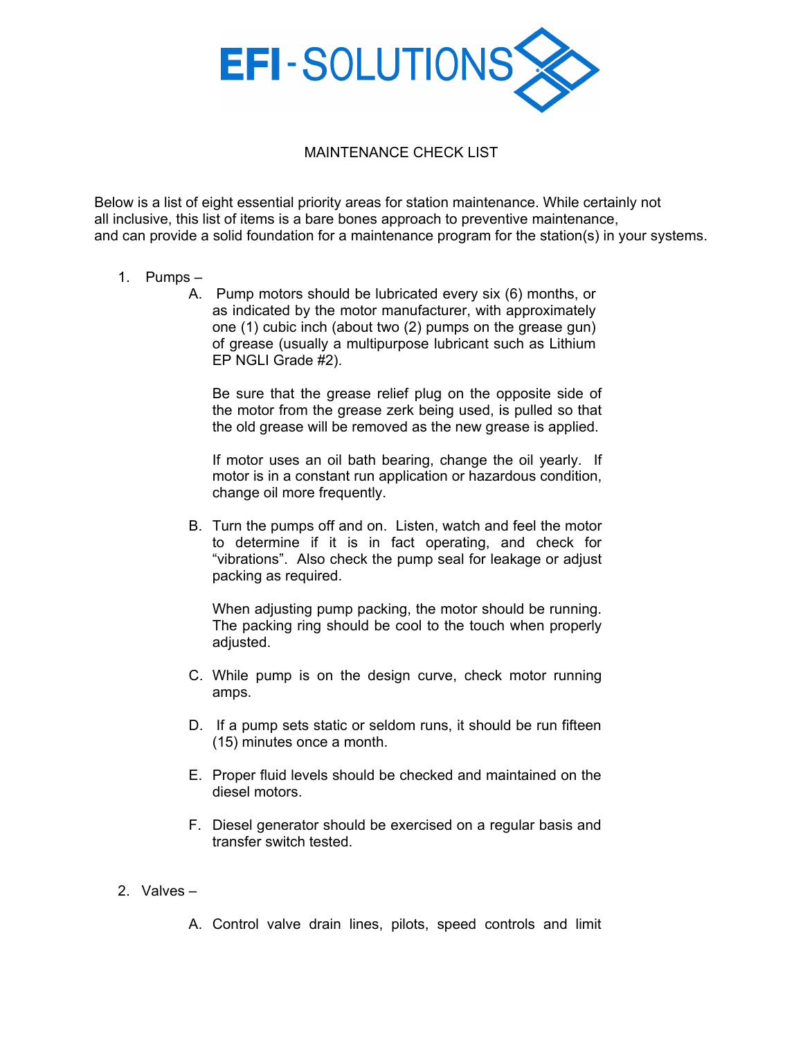# EFI-SOLUTIONS

## MAINTENANCE CHECK LIST

Below is a list of eight essential priority areas for station maintenance. While certainly not all inclusive, this list of items is a bare bones approach to preventive maintenance, and can provide a solid foundation for a maintenance program for the station(s) in your systems.

1. Pumps –
   - A. Pump motors should be lubricated every six (6) months, or as indicated by the motor manufacturer, with approximately one (1) cubic inch (about two (2) pumps on the grease gun) of grease (usually a multipurpose lubricant such as Lithium EP NGLI Grade #2).

     Be sure that the grease relief plug on the opposite side of the motor from the grease zerk being used, is pulled so that the old grease will be removed as the new grease is applied.

     If motor uses an oil bath bearing, change the oil yearly. If motor is in a constant run application or hazardous condition, change oil more frequently.

   - B. Turn the pumps off and on. Listen, watch and feel the motor to determine if it is in fact operating, and check for "vibrations". Also check the pump seal for leakage or adjust packing as required.

     When adjusting pump packing, the motor should be running. The packing ring should be cool to the touch when properly adjusted.

   - C. While pump is on the design curve, check motor running amps.

   - D. If a pump sets static or seldom runs, it should be run fifteen (15) minutes once a month.

   - E. Proper fluid levels should be checked and maintained on the diesel motors.

   - F. Diesel generator should be exercised on a regular basis and transfer switch tested.

2. Valves –
   - A. Control valve drain lines, pilots, speed controls and limit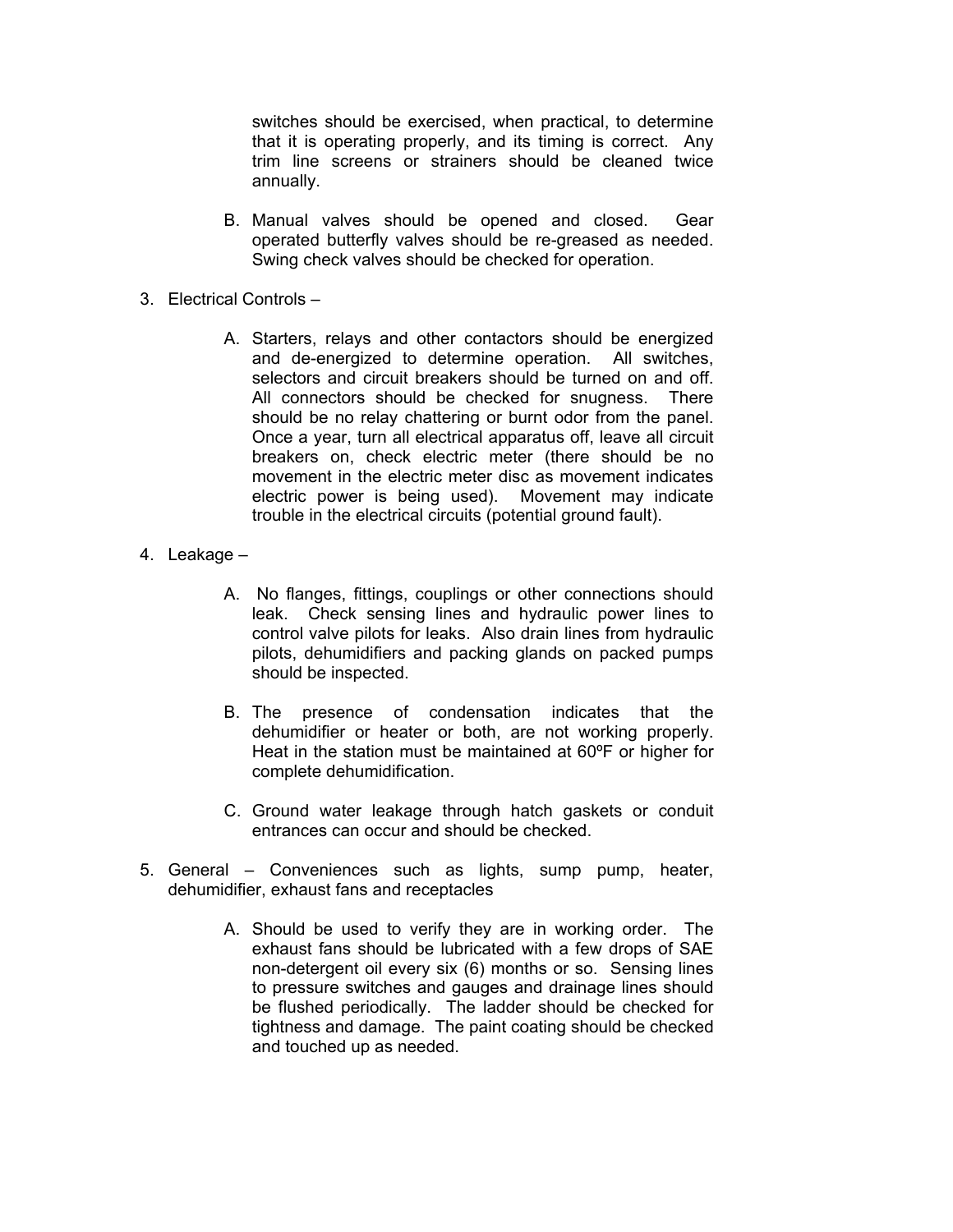switches should be exercised, when practical, to determine that it is operating properly, and its timing is correct. Any trim line screens or strainers should be cleaned twice annually.

B. Manual valves should be opened and closed. Gear operated butterfly valves should be re-greased as needed. Swing check valves should be checked for operation.

3. Electrical Controls –

   A. Starters, relays and other contactors should be energized and de-energized to determine operation. All switches, selectors and circuit breakers should be turned on and off. All connectors should be checked for snugness. There should be no relay chattering or burnt odor from the panel. Once a year, turn all electrical apparatus off, leave all circuit breakers on, check electric meter (there should be no movement in the electric meter disc as movement indicates electric power is being used). Movement may indicate trouble in the electrical circuits (potential ground fault).

4. Leakage –

   A. No flanges, fittings, couplings or other connections should leak. Check sensing lines and hydraulic power lines to control valve pilots for leaks. Also drain lines from hydraulic pilots, dehumidifiers and packing glands on packed pumps should be inspected.

   B. The presence of condensation indicates that the dehumidifier or heater or both, are not working properly. Heat in the station must be maintained at 60ºF or higher for complete dehumidification.

   C. Ground water leakage through hatch gaskets or conduit entrances can occur and should be checked.

5. General – Conveniences such as lights, sump pump, heater, dehumidifier, exhaust fans and receptacles

   A. Should be used to verify they are in working order. The exhaust fans should be lubricated with a few drops of SAE non-detergent oil every six (6) months or so. Sensing lines to pressure switches and gauges and drainage lines should be flushed periodically. The ladder should be checked for tightness and damage. The paint coating should be checked and touched up as needed.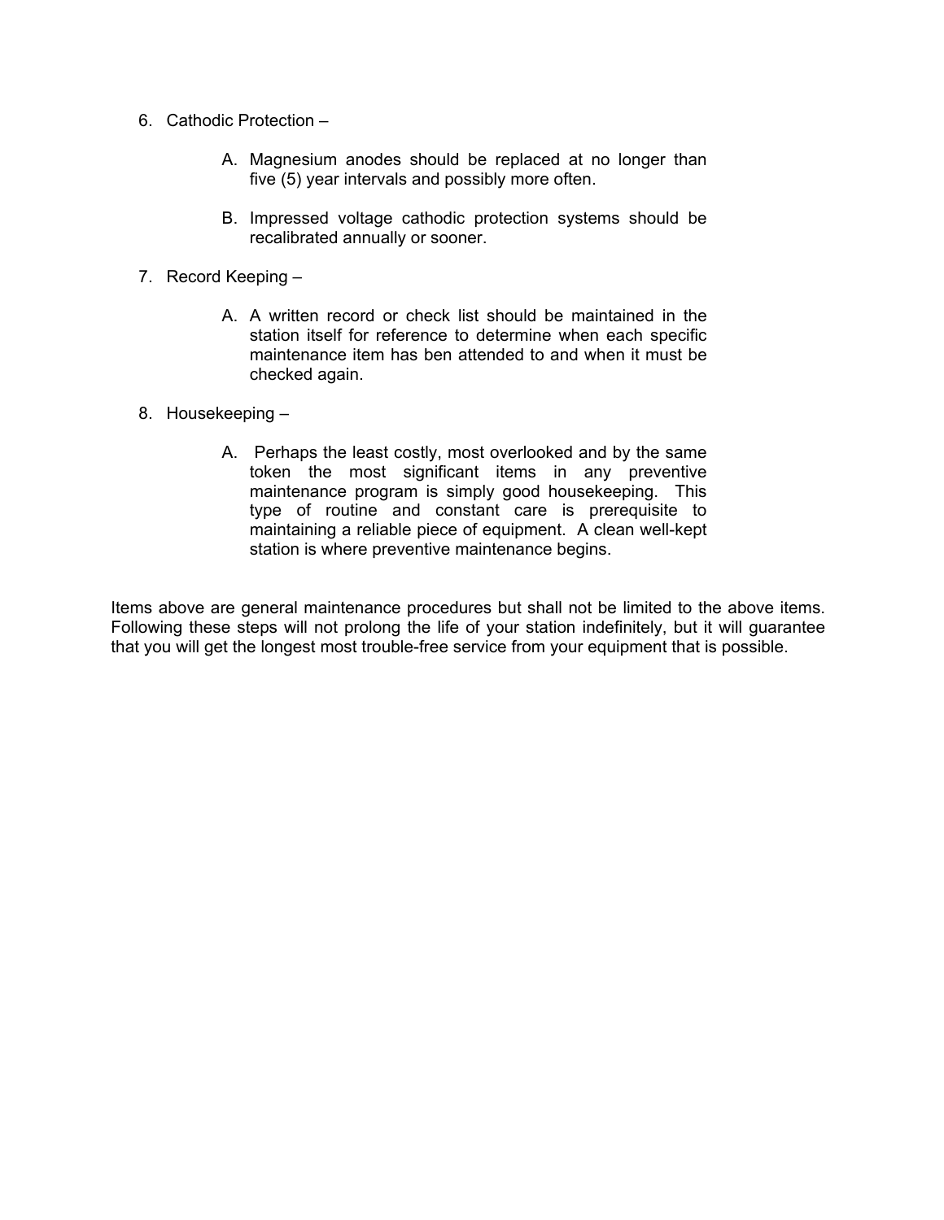6. Cathodic Protection –

   A. Magnesium anodes should be replaced at no longer than five (5) year intervals and possibly more often.

   B. Impressed voltage cathodic protection systems should be recalibrated annually or sooner.

7. Record Keeping –

   A. A written record or check list should be maintained in the station itself for reference to determine when each specific maintenance item has ben attended to and when it must be checked again.

8. Housekeeping –

   A. Perhaps the least costly, most overlooked and by the same token the most significant items in any preventive maintenance program is simply good housekeeping. This type of routine and constant care is prerequisite to maintaining a reliable piece of equipment. A clean well-kept station is where preventive maintenance begins.

Items above are general maintenance procedures but shall not be limited to the above items. Following these steps will not prolong the life of your station indefinitely, but it will guarantee that you will get the longest most trouble-free service from your equipment that is possible.